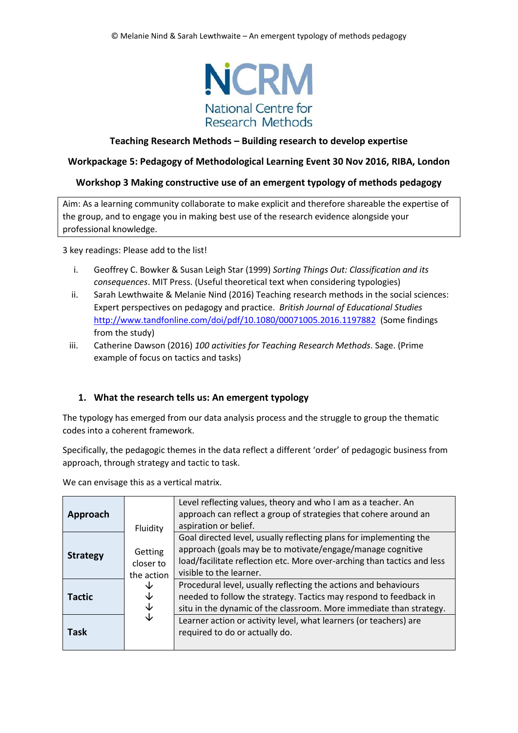© Melanie Nind & Sarah Lewthwaite – An emergent typology of methods pedagogy

NCRM
National Centre for Research Methods

**Teaching Research Methods – Building research to develop expertise**

**Workpackage 5: Pedagogy of Methodological Learning Event 30 Nov 2016, RIBA, London**

**Workshop 3 Making constructive use of an emergent typology of methods pedagogy**

Aim: As a learning community collaborate to make explicit and therefore shareable the expertise of the group, and to engage you in making best use of the research evidence alongside your professional knowledge.

3 key readings: Please add to the list!

i. Geoffrey C. Bowker & Susan Leigh Star (1999) *Sorting Things Out: Classification and its consequences*. MIT Press. (Useful theoretical text when considering typologies)
ii. Sarah Lewthwaite & Melanie Nind (2016) Teaching research methods in the social sciences: Expert perspectives on pedagogy and practice. *British Journal of Educational Studies* http://www.tandfonline.com/doi/pdf/10.1080/00071005.2016.1197882 (Some findings from the study)
iii. Catherine Dawson (2016) *100 activities for Teaching Research Methods*. Sage. (Prime example of focus on tactics and tasks)

## 1. What the research tells us: An emergent typology

The typology has emerged from our data analysis process and the struggle to group the thematic codes into a coherent framework.

Specifically, the pedagogic themes in the data reflect a different 'order' of pedagogic business from approach, through strategy and tactic to task.

We can envisage this as a vertical matrix.

| | | |
|---|---|---|
| **Approach** | Fluidity | Level reflecting values, theory and who I am as a teacher. An approach can reflect a group of strategies that cohere around an aspiration or belief. |
| **Strategy** | Getting closer to the action | Goal directed level, usually reflecting plans for implementing the approach (goals may be to motivate/engage/manage cognitive load/facilitate reflection etc. More over-arching than tactics and less visible to the learner. |
| **Tactic** | ↓ ↓ | Procedural level, usually reflecting the actions and behaviours needed to follow the strategy. Tactics may respond to feedback in situ in the dynamic of the classroom. More immediate than strategy. |
| **Task** | ↓ ↓ | Learner action or activity level, what learners (or teachers) are required to do or actually do. |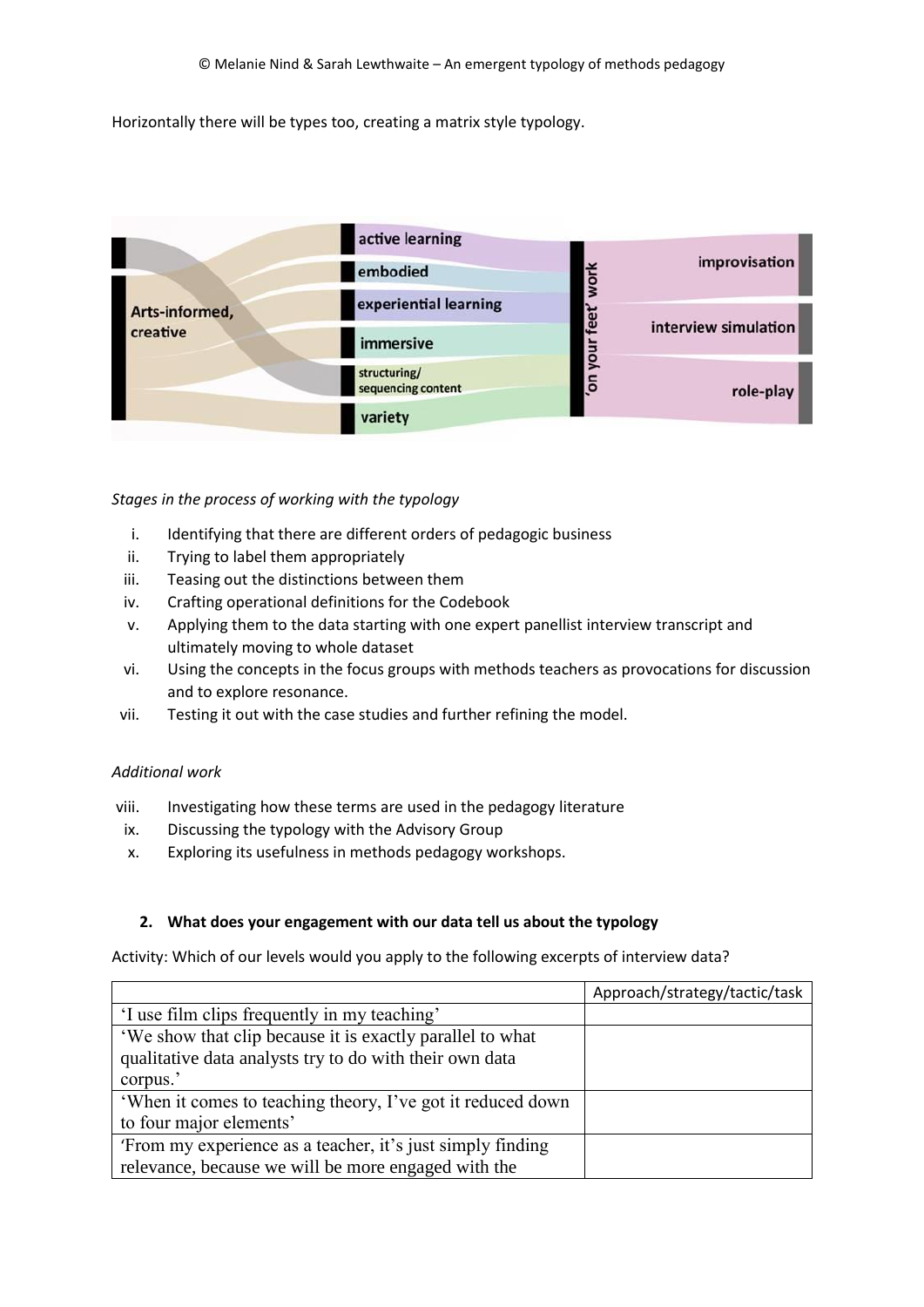Horizontally there will be types too, creating a matrix style typology.

*Stages in the process of working with the typology*

i. Identifying that there are different orders of pedagogic business
ii. Trying to label them appropriately
iii. Teasing out the distinctions between them
iv. Crafting operational definitions for the Codebook
v. Applying them to the data starting with one expert panellist interview transcript and ultimately moving to whole dataset
vi. Using the concepts in the focus groups with methods teachers as provocations for discussion and to explore resonance.
vii. Testing it out with the case studies and further refining the model.

*Additional work*

viii. Investigating how these terms are used in the pedagogy literature
ix. Discussing the typology with the Advisory Group
x. Exploring its usefulness in methods pedagogy workshops.

### 2. What does your engagement with our data tell us about the typology

Activity: Which of our levels would you apply to the following excerpts of interview data?

| | Approach/strategy/tactic/task |
|---|---|
| 'I use film clips frequently in my teaching' | |
| 'We show that clip because it is exactly parallel to what qualitative data analysts try to do with their own data corpus.' | |
| 'When it comes to teaching theory, I've got it reduced down to four major elements' | |
| 'From my experience as a teacher, it's just simply finding relevance, because we will be more engaged with the | |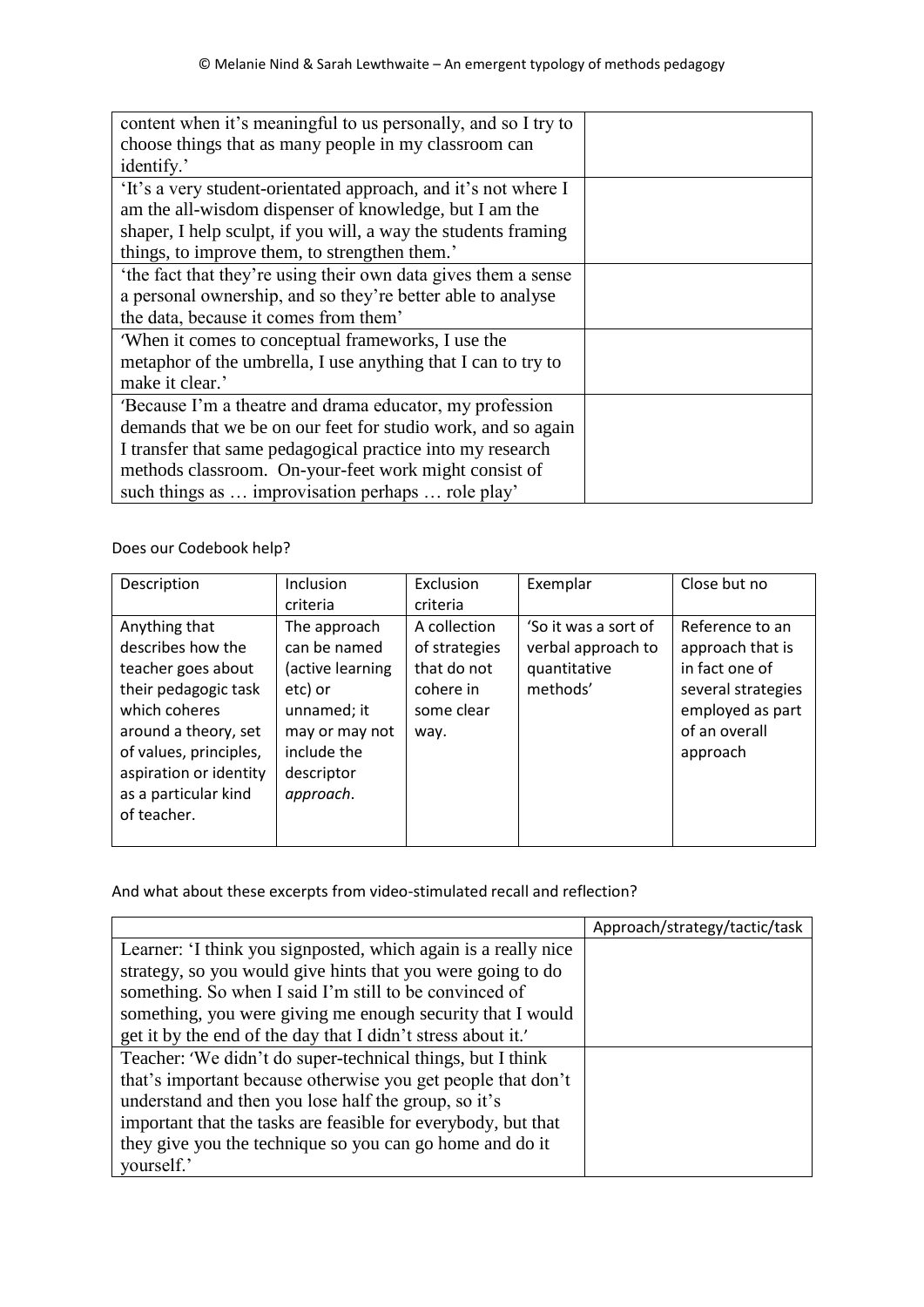| | |
|---|---|
| content when it's meaningful to us personally, and so I try to choose things that as many people in my classroom can identify.' | |
| 'It's a very student-orientated approach, and it's not where I am the all-wisdom dispenser of knowledge, but I am the shaper, I help sculpt, if you will, a way the students framing things, to improve them, to strengthen them.' | |
| 'the fact that they're using their own data gives them a sense a personal ownership, and so they're better able to analyse the data, because it comes from them' | |
| 'When it comes to conceptual frameworks, I use the metaphor of the umbrella, I use anything that I can to try to make it clear.' | |
| 'Because I'm a theatre and drama educator, my profession demands that we be on our feet for studio work, and so again I transfer that same pedagogical practice into my research methods classroom. On-your-feet work might consist of such things as … improvisation perhaps … role play' | |

Does our Codebook help?

| Description | Inclusion criteria | Exclusion criteria | Exemplar | Close but no |
|---|---|---|---|---|
| Anything that describes how the teacher goes about their pedagogic task which coheres around a theory, set of values, principles, aspiration or identity as a particular kind of teacher. | The approach can be named (active learning etc) or unnamed; it may or may not include the descriptor *approach*. | A collection of strategies that do not cohere in some clear way. | 'So it was a sort of verbal approach to quantitative methods' | Reference to an approach that is in fact one of several strategies employed as part of an overall approach |

And what about these excerpts from video-stimulated recall and reflection?

| | Approach/strategy/tactic/task |
|---|---|
| Learner: 'I think you signposted, which again is a really nice strategy, so you would give hints that you were going to do something. So when I said I'm still to be convinced of something, you were giving me enough security that I would get it by the end of the day that I didn't stress about it.' | |
| Teacher: 'We didn't do super-technical things, but I think that's important because otherwise you get people that don't understand and then you lose half the group, so it's important that the tasks are feasible for everybody, but that they give you the technique so you can go home and do it yourself.' | |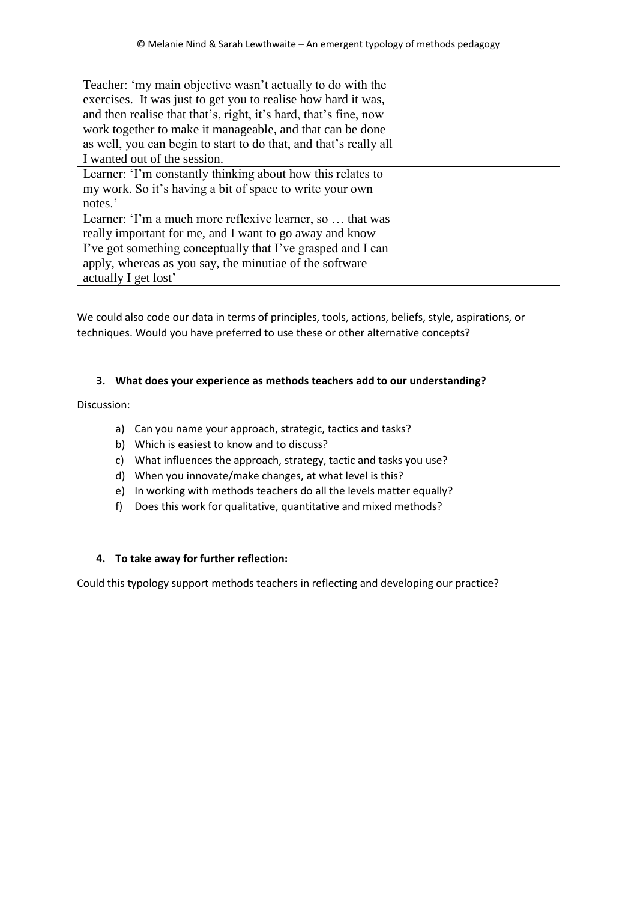| | |
|---|---|
| Teacher: 'my main objective wasn't actually to do with the exercises. It was just to get you to realise how hard it was, and then realise that that's, right, it's hard, that's fine, now work together to make it manageable, and that can be done as well, you can begin to start to do that, and that's really all I wanted out of the session. | |
| Learner: 'I'm constantly thinking about how this relates to my work. So it's having a bit of space to write your own notes.' | |
| Learner: 'I'm a much more reflexive learner, so … that was really important for me, and I want to go away and know I've got something conceptually that I've grasped and I can apply, whereas as you say, the minutiae of the software actually I get lost' | |

We could also code our data in terms of principles, tools, actions, beliefs, style, aspirations, or techniques. Would you have preferred to use these or other alternative concepts?

### 3. What does your experience as methods teachers add to our understanding?

Discussion:

a) Can you name your approach, strategic, tactics and tasks?
b) Which is easiest to know and to discuss?
c) What influences the approach, strategy, tactic and tasks you use?
d) When you innovate/make changes, at what level is this?
e) In working with methods teachers do all the levels matter equally?
f) Does this work for qualitative, quantitative and mixed methods?

### 4. To take away for further reflection:

Could this typology support methods teachers in reflecting and developing our practice?